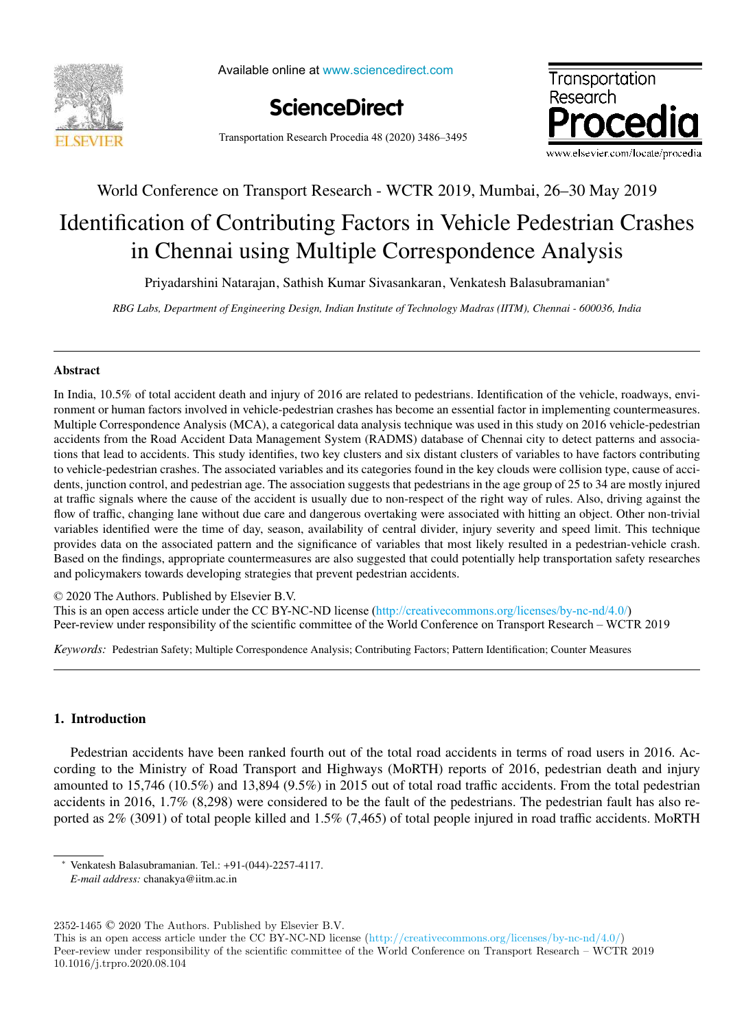World Conference on Transport Research - WCTR 2019, Mumbai, 26–30 May 2019

# Identification of Contributing Factors in Vehicle Pedestrian Crashes in Chennai using Multiple Correspondence Analysis

Priyadarshini Natarajan, Sathish Kumar Sivasankaran, Venkatesh Balasubramanian*

*RBG Labs, Department of Engineering Design, Indian Institute of Technology Madras (IITM), Chennai - 600036, India*

---

## Abstract

In India, 10.5% of total accident death and injury of 2016 are related to pedestrians. Identification of the vehicle, roadways, environment or human factors involved in vehicle-pedestrian crashes has become an essential factor in implementing countermeasures. Multiple Correspondence Analysis (MCA), a categorical data analysis technique was used in this study on 2016 vehicle-pedestrian accidents from the Road Accident Data Management System (RADMS) database of Chennai city to detect patterns and associations that lead to accidents. This study identifies, two key clusters and six distant clusters of variables to have factors contributing to vehicle-pedestrian crashes. The associated variables and its categories found in the key clouds were collision type, cause of accidents, junction control, and pedestrian age. The association suggests that pedestrians in the age group of 25 to 34 are mostly injured at traffic signals where the cause of the accident is usually due to non-respect of the right way of rules. Also, driving against the flow of traffic, changing lane without due care and dangerous overtaking were associated with hitting an object. Other non-trivial variables identified were the time of day, season, availability of central divider, injury severity and speed limit. This technique provides data on the associated pattern and the significance of variables that most likely resulted in a pedestrian-vehicle crash. Based on the findings, appropriate countermeasures are also suggested that could potentially help transportation safety researches and policymakers towards developing strategies that prevent pedestrian accidents.

© 2020 The Authors. Published by Elsevier B.V.
This is an open access article under the CC BY-NC-ND license (http://creativecommons.org/licenses/by-nc-nd/4.0/)
Peer-review under responsibility of the scientific committee of the World Conference on Transport Research – WCTR 2019

*Keywords:* Pedestrian Safety; Multiple Correspondence Analysis; Contributing Factors; Pattern Identification; Counter Measures

---

## 1. Introduction

Pedestrian accidents have been ranked fourth out of the total road accidents in terms of road users in 2016. According to the Ministry of Road Transport and Highways (MoRTH) reports of 2016, pedestrian death and injury amounted to 15,746 (10.5%) and 13,894 (9.5%) in 2015 out of total road traffic accidents. From the total pedestrian accidents in 2016, 1.7% (8,298) were considered to be the fault of the pedestrians. The pedestrian fault has also reported as 2% (3091) of total people killed and 1.5% (7,465) of total people injured in road traffic accidents. MoRTH

---

* Venkatesh Balasubramanian. Tel.: +91-(044)-2257-4117.
*E-mail address:* chanakya@iitm.ac.in

2352-1465 © 2020 The Authors. Published by Elsevier B.V.
This is an open access article under the CC BY-NC-ND license (http://creativecommons.org/licenses/by-nc-nd/4.0/)
Peer-review under responsibility of the scientific committee of the World Conference on Transport Research – WCTR 2019
10.1016/j.trpro.2020.08.104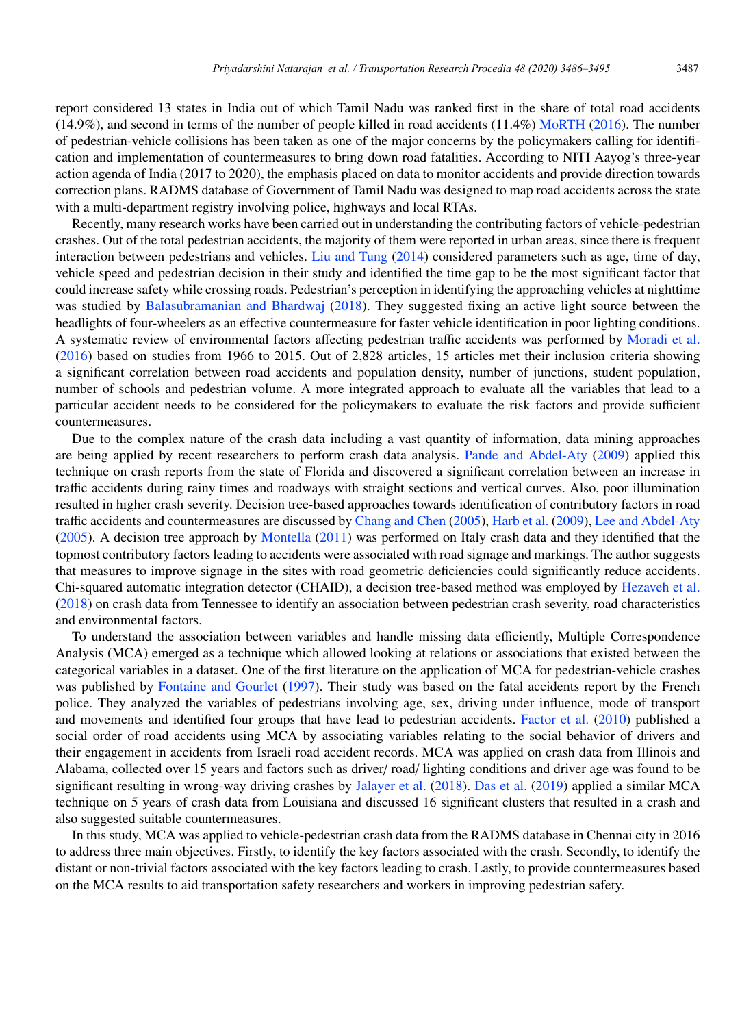report considered 13 states in India out of which Tamil Nadu was ranked first in the share of total road accidents (14.9%), and second in terms of the number of people killed in road accidents (11.4%) MoRTH (2016). The number of pedestrian-vehicle collisions has been taken as one of the major concerns by the policymakers calling for identification and implementation of countermeasures to bring down road fatalities. According to NITI Aayog's three-year action agenda of India (2017 to 2020), the emphasis placed on data to monitor accidents and provide direction towards correction plans. RADMS database of Government of Tamil Nadu was designed to map road accidents across the state with a multi-department registry involving police, highways and local RTAs.

Recently, many research works have been carried out in understanding the contributing factors of vehicle-pedestrian crashes. Out of the total pedestrian accidents, the majority of them were reported in urban areas, since there is frequent interaction between pedestrians and vehicles. Liu and Tung (2014) considered parameters such as age, time of day, vehicle speed and pedestrian decision in their study and identified the time gap to be the most significant factor that could increase safety while crossing roads. Pedestrian's perception in identifying the approaching vehicles at nighttime was studied by Balasubramanian and Bhardwaj (2018). They suggested fixing an active light source between the headlights of four-wheelers as an effective countermeasure for faster vehicle identification in poor lighting conditions. A systematic review of environmental factors affecting pedestrian traffic accidents was performed by Moradi et al. (2016) based on studies from 1966 to 2015. Out of 2,828 articles, 15 articles met their inclusion criteria showing a significant correlation between road accidents and population density, number of junctions, student population, number of schools and pedestrian volume. A more integrated approach to evaluate all the variables that lead to a particular accident needs to be considered for the policymakers to evaluate the risk factors and provide sufficient countermeasures.

Due to the complex nature of the crash data including a vast quantity of information, data mining approaches are being applied by recent researchers to perform crash data analysis. Pande and Abdel-Aty (2009) applied this technique on crash reports from the state of Florida and discovered a significant correlation between an increase in traffic accidents during rainy times and roadways with straight sections and vertical curves. Also, poor illumination resulted in higher crash severity. Decision tree-based approaches towards identification of contributory factors in road traffic accidents and countermeasures are discussed by Chang and Chen (2005), Harb et al. (2009), Lee and Abdel-Aty (2005). A decision tree approach by Montella (2011) was performed on Italy crash data and they identified that the topmost contributory factors leading to accidents were associated with road signage and markings. The author suggests that measures to improve signage in the sites with road geometric deficiencies could significantly reduce accidents. Chi-squared automatic integration detector (CHAID), a decision tree-based method was employed by Hezaveh et al. (2018) on crash data from Tennessee to identify an association between pedestrian crash severity, road characteristics and environmental factors.

To understand the association between variables and handle missing data efficiently, Multiple Correspondence Analysis (MCA) emerged as a technique which allowed looking at relations or associations that existed between the categorical variables in a dataset. One of the first literature on the application of MCA for pedestrian-vehicle crashes was published by Fontaine and Gourlet (1997). Their study was based on the fatal accidents report by the French police. They analyzed the variables of pedestrians involving age, sex, driving under influence, mode of transport and movements and identified four groups that have lead to pedestrian accidents. Factor et al. (2010) published a social order of road accidents using MCA by associating variables relating to the social behavior of drivers and their engagement in accidents from Israeli road accident records. MCA was applied on crash data from Illinois and Alabama, collected over 15 years and factors such as driver/ road/ lighting conditions and driver age was found to be significant resulting in wrong-way driving crashes by Jalayer et al. (2018). Das et al. (2019) applied a similar MCA technique on 5 years of crash data from Louisiana and discussed 16 significant clusters that resulted in a crash and also suggested suitable countermeasures.

In this study, MCA was applied to vehicle-pedestrian crash data from the RADMS database in Chennai city in 2016 to address three main objectives. Firstly, to identify the key factors associated with the crash. Secondly, to identify the distant or non-trivial factors associated with the key factors leading to crash. Lastly, to provide countermeasures based on the MCA results to aid transportation safety researchers and workers in improving pedestrian safety.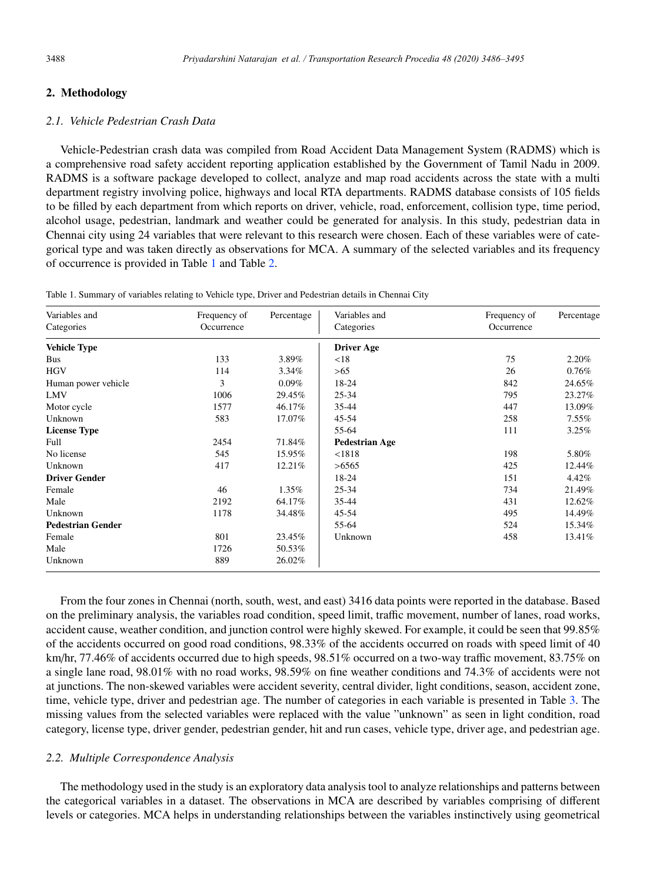## 2. Methodology

### 2.1. Vehicle Pedestrian Crash Data

Vehicle-Pedestrian crash data was compiled from Road Accident Data Management System (RADMS) which is a comprehensive road safety accident reporting application established by the Government of Tamil Nadu in 2009. RADMS is a software package developed to collect, analyze and map road accidents across the state with a multi department registry involving police, highways and local RTA departments. RADMS database consists of 105 fields to be filled by each department from which reports on driver, vehicle, road, enforcement, collision type, time period, alcohol usage, pedestrian, landmark and weather could be generated for analysis. In this study, pedestrian data in Chennai city using 24 variables that were relevant to this research were chosen. Each of these variables were of categorical type and was taken directly as observations for MCA. A summary of the selected variables and its frequency of occurrence is provided in Table 1 and Table 2.

Table 1. Summary of variables relating to Vehicle type, Driver and Pedestrian details in Chennai City

| Variables and Categories | Frequency of Occurrence | Percentage | Variables and Categories | Frequency of Occurrence | Percentage |
|---|---|---|---|---|---|
| **Vehicle Type** | | | **Driver Age** | | |
| Bus | 133 | 3.89% | <18 | 75 | 2.20% |
| HGV | 114 | 3.34% | >65 | 26 | 0.76% |
| Human power vehicle | 3 | 0.09% | 18-24 | 842 | 24.65% |
| LMV | 1006 | 29.45% | 25-34 | 795 | 23.27% |
| Motor cycle | 1577 | 46.17% | 35-44 | 447 | 13.09% |
| Unknown | 583 | 17.07% | 45-54 | 258 | 7.55% |
| **License Type** | | | 55-64 | 111 | 3.25% |
| Full | 2454 | 71.84% | **Pedestrian Age** | | |
| No license | 545 | 15.95% | <1818 | 198 | 5.80% |
| Unknown | 417 | 12.21% | >6565 | 425 | 12.44% |
| **Driver Gender** | | | 18-24 | 151 | 4.42% |
| Female | 46 | 1.35% | 25-34 | 734 | 21.49% |
| Male | 2192 | 64.17% | 35-44 | 431 | 12.62% |
| Unknown | 1178 | 34.48% | 45-54 | 495 | 14.49% |
| **Pedestrian Gender** | | | 55-64 | 524 | 15.34% |
| Female | 801 | 23.45% | Unknown | 458 | 13.41% |
| Male | 1726 | 50.53% | | | |
| Unknown | 889 | 26.02% | | | |

From the four zones in Chennai (north, south, west, and east) 3416 data points were reported in the database. Based on the preliminary analysis, the variables road condition, speed limit, traffic movement, number of lanes, road works, accident cause, weather condition, and junction control were highly skewed. For example, it could be seen that 99.85% of the accidents occurred on good road conditions, 98.33% of the accidents occurred on roads with speed limit of 40 km/hr, 77.46% of accidents occurred due to high speeds, 98.51% occurred on a two-way traffic movement, 83.75% on a single lane road, 98.01% with no road works, 98.59% on fine weather conditions and 74.3% of accidents were not at junctions. The non-skewed variables were accident severity, central divider, light conditions, season, accident zone, time, vehicle type, driver and pedestrian age. The number of categories in each variable is presented in Table 3. The missing values from the selected variables were replaced with the value "unknown" as seen in light condition, road category, license type, driver gender, pedestrian gender, hit and run cases, vehicle type, driver age, and pedestrian age.

### 2.2. Multiple Correspondence Analysis

The methodology used in the study is an exploratory data analysis tool to analyze relationships and patterns between the categorical variables in a dataset. The observations in MCA are described by variables comprising of different levels or categories. MCA helps in understanding relationships between the variables instinctively using geometrical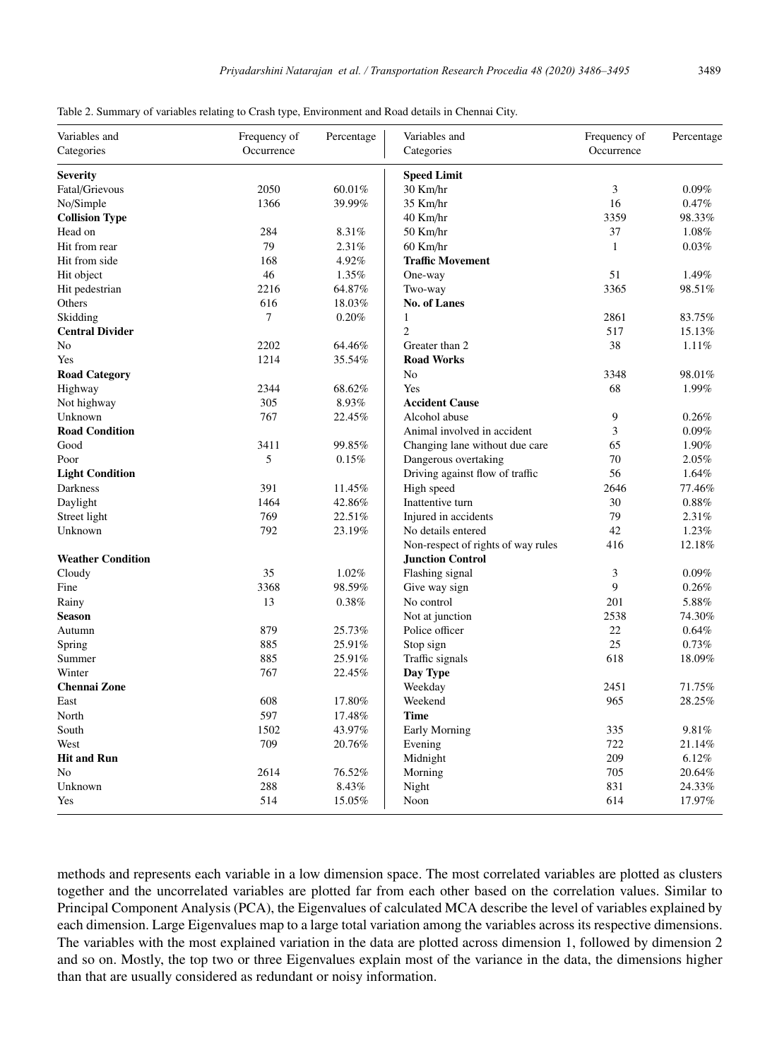Table 2. Summary of variables relating to Crash type, Environment and Road details in Chennai City.

| Variables and Categories | Frequency of Occurrence | Percentage | Variables and Categories | Frequency of Occurrence | Percentage |
|---|---|---|---|---|---|
| **Severity** | | | **Speed Limit** | | |
| Fatal/Grievous | 2050 | 60.01% | 30 Km/hr | 3 | 0.09% |
| No/Simple | 1366 | 39.99% | 35 Km/hr | 16 | 0.47% |
| **Collision Type** | | | 40 Km/hr | 3359 | 98.33% |
| Head on | 284 | 8.31% | 50 Km/hr | 37 | 1.08% |
| Hit from rear | 79 | 2.31% | 60 Km/hr | 1 | 0.03% |
| Hit from side | 168 | 4.92% | **Traffic Movement** | | |
| Hit object | 46 | 1.35% | One-way | 51 | 1.49% |
| Hit pedestrian | 2216 | 64.87% | Two-way | 3365 | 98.51% |
| Others | 616 | 18.03% | **No. of Lanes** | | |
| Skidding | 7 | 0.20% | 1 | 2861 | 83.75% |
| **Central Divider** | | | 2 | 517 | 15.13% |
| No | 2202 | 64.46% | Greater than 2 | 38 | 1.11% |
| Yes | 1214 | 35.54% | **Road Works** | | |
| **Road Category** | | | No | 3348 | 98.01% |
| Highway | 2344 | 68.62% | Yes | 68 | 1.99% |
| Not highway | 305 | 8.93% | **Accident Cause** | | |
| Unknown | 767 | 22.45% | Alcohol abuse | 9 | 0.26% |
| **Road Condition** | | | Animal involved in accident | 3 | 0.09% |
| Good | 3411 | 99.85% | Changing lane without due care | 65 | 1.90% |
| Poor | 5 | 0.15% | Dangerous overtaking | 70 | 2.05% |
| **Light Condition** | | | Driving against flow of traffic | 56 | 1.64% |
| Darkness | 391 | 11.45% | High speed | 2646 | 77.46% |
| Daylight | 1464 | 42.86% | Inattentive turn | 30 | 0.88% |
| Street light | 769 | 22.51% | Injured in accidents | 79 | 2.31% |
| Unknown | 792 | 23.19% | No details entered | 42 | 1.23% |
| | | | Non-respect of rights of way rules | 416 | 12.18% |
| **Weather Condition** | | | **Junction Control** | | |
| Cloudy | 35 | 1.02% | Flashing signal | 3 | 0.09% |
| Fine | 3368 | 98.59% | Give way sign | 9 | 0.26% |
| Rainy | 13 | 0.38% | No control | 201 | 5.88% |
| **Season** | | | Not at junction | 2538 | 74.30% |
| Autumn | 879 | 25.73% | Police officer | 22 | 0.64% |
| Spring | 885 | 25.91% | Stop sign | 25 | 0.73% |
| Summer | 885 | 25.91% | Traffic signals | 618 | 18.09% |
| Winter | 767 | 22.45% | **Day Type** | | |
| **Chennai Zone** | | | Weekday | 2451 | 71.75% |
| East | 608 | 17.80% | Weekend | 965 | 28.25% |
| North | 597 | 17.48% | **Time** | | |
| South | 1502 | 43.97% | Early Morning | 335 | 9.81% |
| West | 709 | 20.76% | Evening | 722 | 21.14% |
| **Hit and Run** | | | Midnight | 209 | 6.12% |
| No | 2614 | 76.52% | Morning | 705 | 20.64% |
| Unknown | 288 | 8.43% | Night | 831 | 24.33% |
| Yes | 514 | 15.05% | Noon | 614 | 17.97% |

methods and represents each variable in a low dimension space. The most correlated variables are plotted as clusters together and the uncorrelated variables are plotted far from each other based on the correlation values. Similar to Principal Component Analysis (PCA), the Eigenvalues of calculated MCA describe the level of variables explained by each dimension. Large Eigenvalues map to a large total variation among the variables across its respective dimensions. The variables with the most explained variation in the data are plotted across dimension 1, followed by dimension 2 and so on. Mostly, the top two or three Eigenvalues explain most of the variance in the data, the dimensions higher than that are usually considered as redundant or noisy information.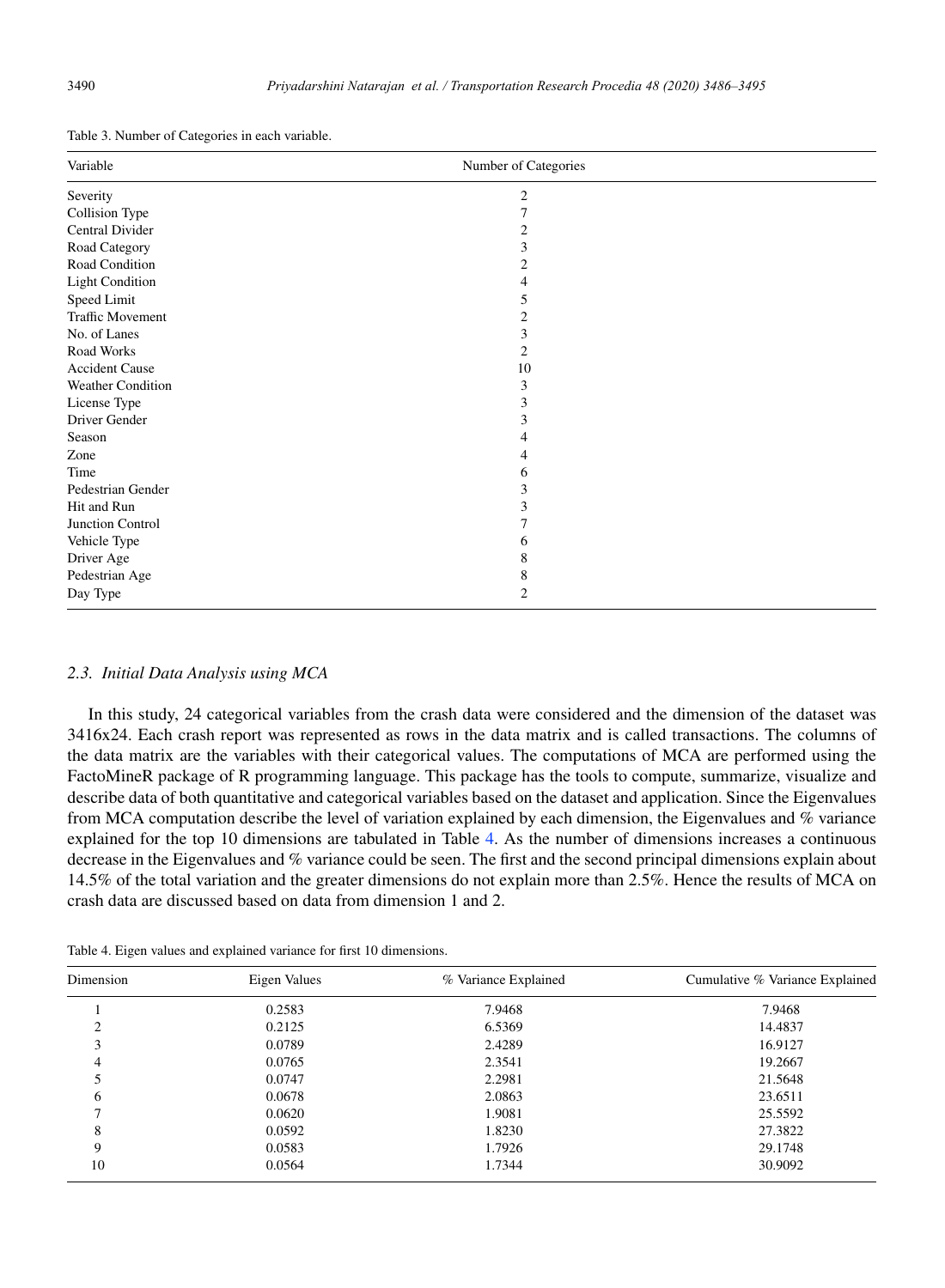Table 3. Number of Categories in each variable.

| Variable | Number of Categories |
|---|---|
| Severity | 2 |
| Collision Type | 7 |
| Central Divider | 2 |
| Road Category | 3 |
| Road Condition | 2 |
| Light Condition | 4 |
| Speed Limit | 5 |
| Traffic Movement | 2 |
| No. of Lanes | 3 |
| Road Works | 2 |
| Accident Cause | 10 |
| Weather Condition | 3 |
| License Type | 3 |
| Driver Gender | 3 |
| Season | 4 |
| Zone | 4 |
| Time | 6 |
| Pedestrian Gender | 3 |
| Hit and Run | 3 |
| Junction Control | 7 |
| Vehicle Type | 6 |
| Driver Age | 8 |
| Pedestrian Age | 8 |
| Day Type | 2 |

### *2.3. Initial Data Analysis using MCA*

In this study, 24 categorical variables from the crash data were considered and the dimension of the dataset was 3416x24. Each crash report was represented as rows in the data matrix and is called transactions. The columns of the data matrix are the variables with their categorical values. The computations of MCA are performed using the FactoMineR package of R programming language. This package has the tools to compute, summarize, visualize and describe data of both quantitative and categorical variables based on the dataset and application. Since the Eigenvalues from MCA computation describe the level of variation explained by each dimension, the Eigenvalues and % variance explained for the top 10 dimensions are tabulated in Table 4. As the number of dimensions increases a continuous decrease in the Eigenvalues and % variance could be seen. The first and the second principal dimensions explain about 14.5% of the total variation and the greater dimensions do not explain more than 2.5%. Hence the results of MCA on crash data are discussed based on data from dimension 1 and 2.

Table 4. Eigen values and explained variance for first 10 dimensions.

| Dimension | Eigen Values | % Variance Explained | Cumulative % Variance Explained |
|---|---|---|---|
| 1 | 0.2583 | 7.9468 | 7.9468 |
| 2 | 0.2125 | 6.5369 | 14.4837 |
| 3 | 0.0789 | 2.4289 | 16.9127 |
| 4 | 0.0765 | 2.3541 | 19.2667 |
| 5 | 0.0747 | 2.2981 | 21.5648 |
| 6 | 0.0678 | 2.0863 | 23.6511 |
| 7 | 0.0620 | 1.9081 | 25.5592 |
| 8 | 0.0592 | 1.8230 | 27.3822 |
| 9 | 0.0583 | 1.7926 | 29.1748 |
| 10 | 0.0564 | 1.7344 | 30.9092 |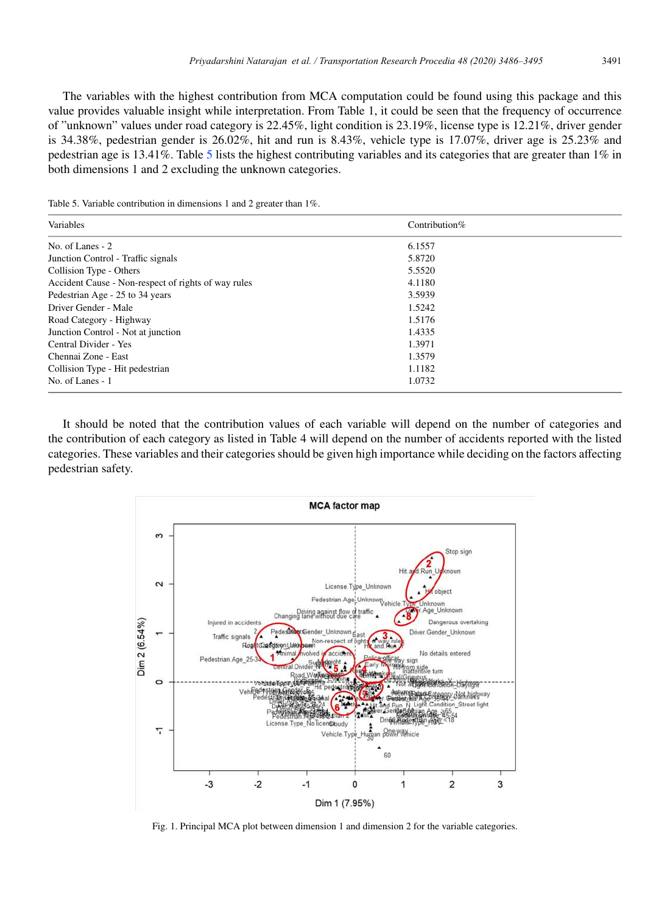The variables with the highest contribution from MCA computation could be found using this package and this value provides valuable insight while interpretation. From Table 1, it could be seen that the frequency of occurrence of "unknown" values under road category is 22.45%, light condition is 23.19%, license type is 12.21%, driver gender is 34.38%, pedestrian gender is 26.02%, hit and run is 8.43%, vehicle type is 17.07%, driver age is 25.23% and pedestrian age is 13.41%. Table 5 lists the highest contributing variables and its categories that are greater than 1% in both dimensions 1 and 2 excluding the unknown categories.

Table 5. Variable contribution in dimensions 1 and 2 greater than 1%.

| Variables | Contribution% |
|---|---|
| No. of Lanes - 2 | 6.1557 |
| Junction Control - Traffic signals | 5.8720 |
| Collision Type - Others | 5.5520 |
| Accident Cause - Non-respect of rights of way rules | 4.1180 |
| Pedestrian Age - 25 to 34 years | 3.5939 |
| Driver Gender - Male | 1.5242 |
| Road Category - Highway | 1.5176 |
| Junction Control - Not at junction | 1.4335 |
| Central Divider - Yes | 1.3971 |
| Chennai Zone - East | 1.3579 |
| Collision Type - Hit pedestrian | 1.1182 |
| No. of Lanes - 1 | 1.0732 |

It should be noted that the contribution values of each variable will depend on the number of categories and the contribution of each category as listed in Table 4 will depend on the number of accidents reported with the listed categories. These variables and their categories should be given high importance while deciding on the factors affecting pedestrian safety.

Fig. 1. Principal MCA plot between dimension 1 and dimension 2 for the variable categories.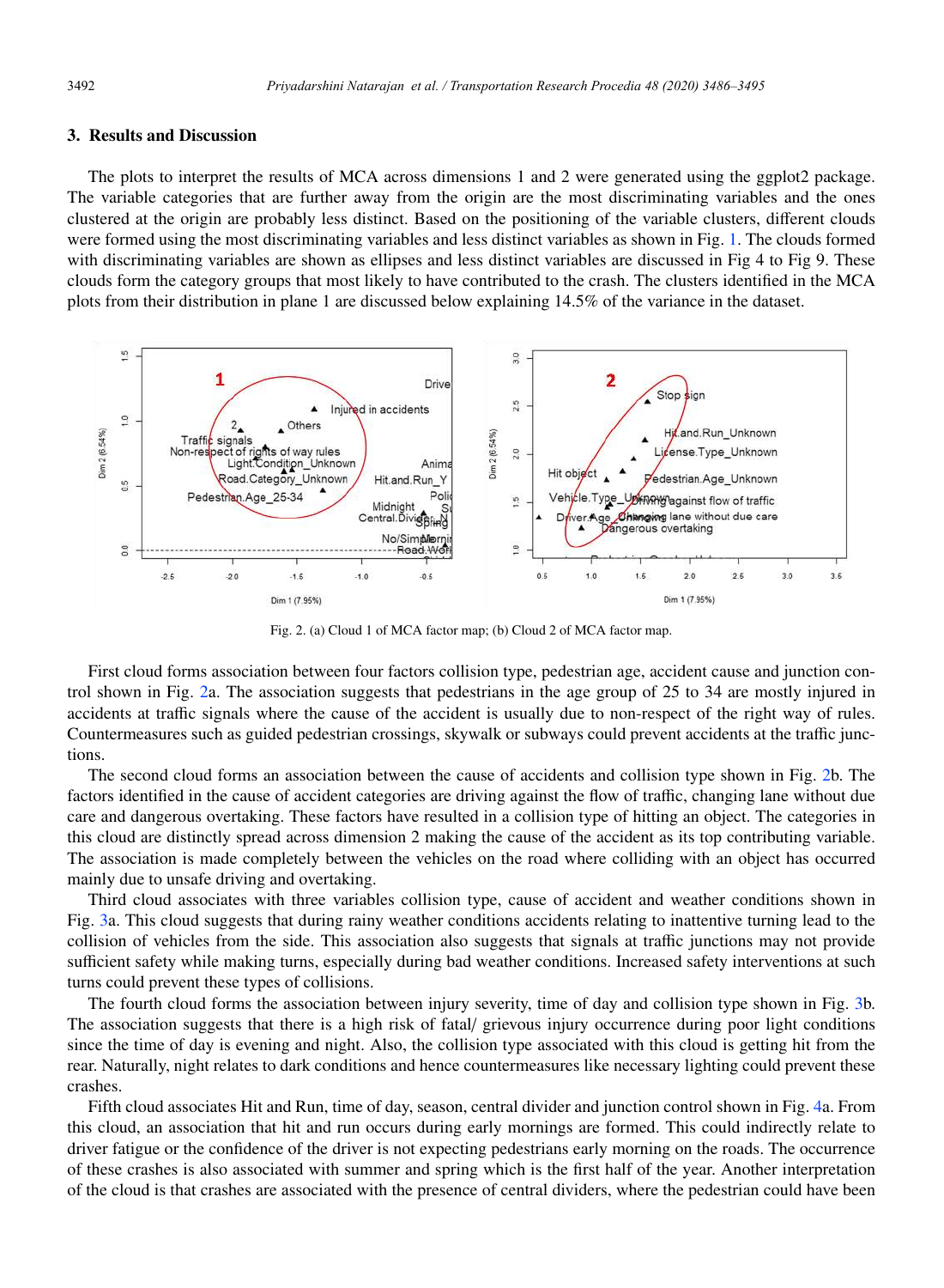## 3. Results and Discussion

The plots to interpret the results of MCA across dimensions 1 and 2 were generated using the ggplot2 package. The variable categories that are further away from the origin are the most discriminating variables and the ones clustered at the origin are probably less distinct. Based on the positioning of the variable clusters, different clouds were formed using the most discriminating variables and less distinct variables as shown in Fig. 1. The clouds formed with discriminating variables are shown as ellipses and less distinct variables are discussed in Fig 4 to Fig 9. These clouds form the category groups that most likely to have contributed to the crash. The clusters identified in the MCA plots from their distribution in plane 1 are discussed below explaining 14.5% of the variance in the dataset.

Fig. 2. (a) Cloud 1 of MCA factor map; (b) Cloud 2 of MCA factor map.

First cloud forms association between four factors collision type, pedestrian age, accident cause and junction control shown in Fig. 2a. The association suggests that pedestrians in the age group of 25 to 34 are mostly injured in accidents at traffic signals where the cause of the accident is usually due to non-respect of the right way of rules. Countermeasures such as guided pedestrian crossings, skywalk or subways could prevent accidents at the traffic junctions.

The second cloud forms an association between the cause of accidents and collision type shown in Fig. 2b. The factors identified in the cause of accident categories are driving against the flow of traffic, changing lane without due care and dangerous overtaking. These factors have resulted in a collision type of hitting an object. The categories in this cloud are distinctly spread across dimension 2 making the cause of the accident as its top contributing variable. The association is made completely between the vehicles on the road where colliding with an object has occurred mainly due to unsafe driving and overtaking.

Third cloud associates with three variables collision type, cause of accident and weather conditions shown in Fig. 3a. This cloud suggests that during rainy weather conditions accidents relating to inattentive turning lead to the collision of vehicles from the side. This association also suggests that signals at traffic junctions may not provide sufficient safety while making turns, especially during bad weather conditions. Increased safety interventions at such turns could prevent these types of collisions.

The fourth cloud forms the association between injury severity, time of day and collision type shown in Fig. 3b. The association suggests that there is a high risk of fatal/ grievous injury occurrence during poor light conditions since the time of day is evening and night. Also, the collision type associated with this cloud is getting hit from the rear. Naturally, night relates to dark conditions and hence countermeasures like necessary lighting could prevent these crashes.

Fifth cloud associates Hit and Run, time of day, season, central divider and junction control shown in Fig. 4a. From this cloud, an association that hit and run occurs during early mornings are formed. This could indirectly relate to driver fatigue or the confidence of the driver is not expecting pedestrians early morning on the roads. The occurrence of these crashes is also associated with summer and spring which is the first half of the year. Another interpretation of the cloud is that crashes are associated with the presence of central dividers, where the pedestrian could have been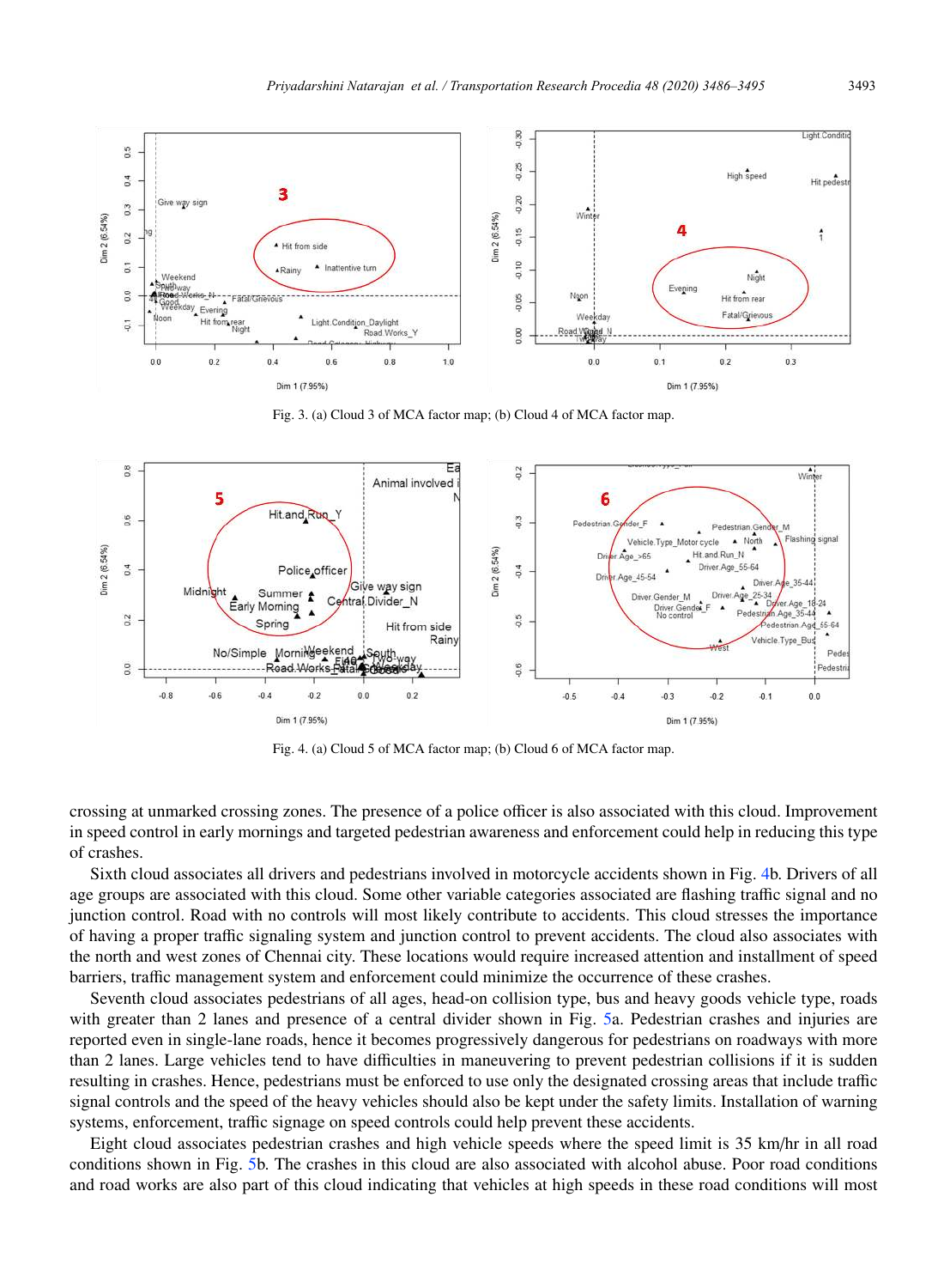Fig. 3. (a) Cloud 3 of MCA factor map; (b) Cloud 4 of MCA factor map.

Fig. 4. (a) Cloud 5 of MCA factor map; (b) Cloud 6 of MCA factor map.

crossing at unmarked crossing zones. The presence of a police officer is also associated with this cloud. Improvement in speed control in early mornings and targeted pedestrian awareness and enforcement could help in reducing this type of crashes.

Sixth cloud associates all drivers and pedestrians involved in motorcycle accidents shown in Fig. 4b. Drivers of all age groups are associated with this cloud. Some other variable categories associated are flashing traffic signal and no junction control. Road with no controls will most likely contribute to accidents. This cloud stresses the importance of having a proper traffic signaling system and junction control to prevent accidents. The cloud also associates with the north and west zones of Chennai city. These locations would require increased attention and installment of speed barriers, traffic management system and enforcement could minimize the occurrence of these crashes.

Seventh cloud associates pedestrians of all ages, head-on collision type, bus and heavy goods vehicle type, roads with greater than 2 lanes and presence of a central divider shown in Fig. 5a. Pedestrian crashes and injuries are reported even in single-lane roads, hence it becomes progressively dangerous for pedestrians on roadways with more than 2 lanes. Large vehicles tend to have difficulties in maneuvering to prevent pedestrian collisions if it is sudden resulting in crashes. Hence, pedestrians must be enforced to use only the designated crossing areas that include traffic signal controls and the speed of the heavy vehicles should also be kept under the safety limits. Installation of warning systems, enforcement, traffic signage on speed controls could help prevent these accidents.

Eight cloud associates pedestrian crashes and high vehicle speeds where the speed limit is 35 km/hr in all road conditions shown in Fig. 5b. The crashes in this cloud are also associated with alcohol abuse. Poor road conditions and road works are also part of this cloud indicating that vehicles at high speeds in these road conditions will most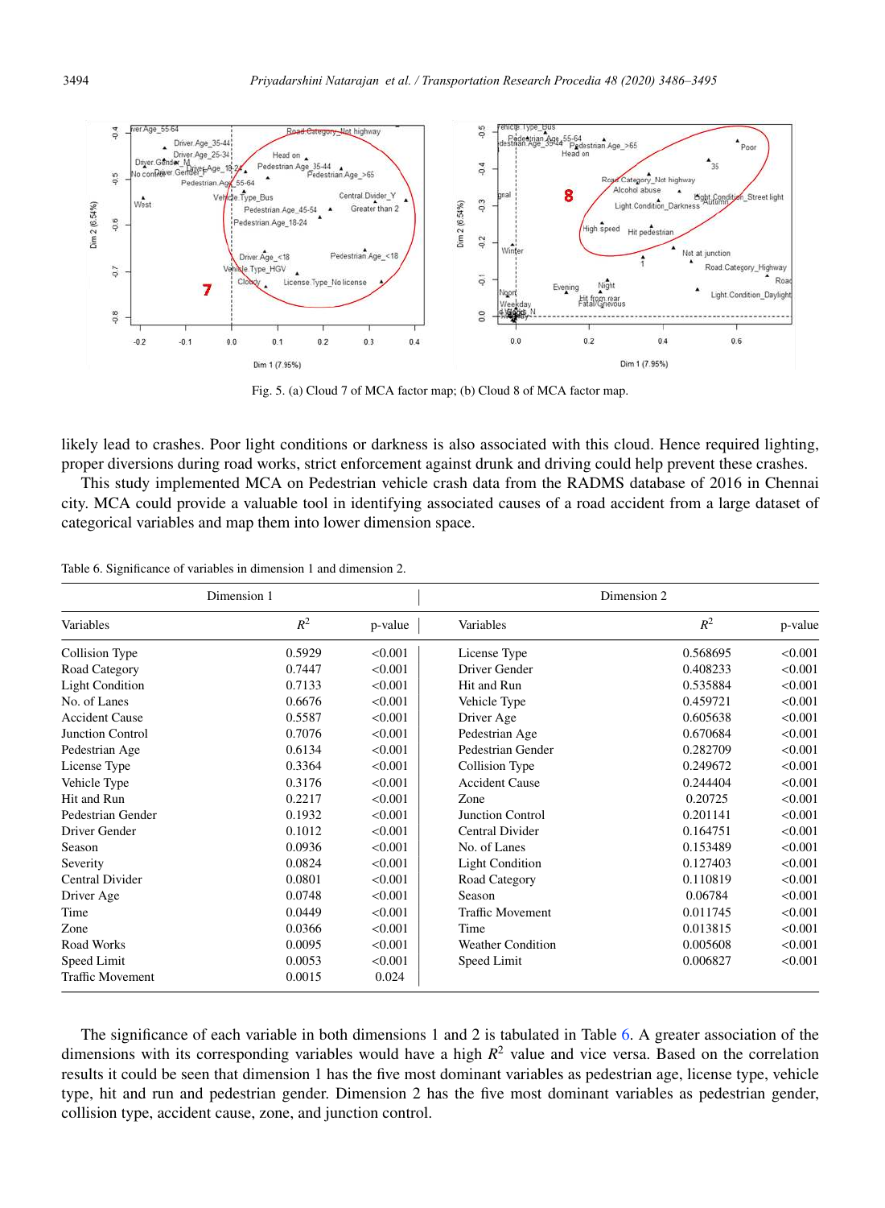Fig. 5. (a) Cloud 7 of MCA factor map; (b) Cloud 8 of MCA factor map.

likely lead to crashes. Poor light conditions or darkness is also associated with this cloud. Hence required lighting, proper diversions during road works, strict enforcement against drunk and driving could help prevent these crashes.

This study implemented MCA on Pedestrian vehicle crash data from the RADMS database of 2016 in Chennai city. MCA could provide a valuable tool in identifying associated causes of a road accident from a large dataset of categorical variables and map them into lower dimension space.

Table 6. Significance of variables in dimension 1 and dimension 2.

| Dimension 1 | | | Dimension 2 | | |
|---|---|---|---|---|---|
| Variables | $R^2$ | p-value | Variables | $R^2$ | p-value |
| Collision Type | 0.5929 | <0.001 | License Type | 0.568695 | <0.001 |
| Road Category | 0.7447 | <0.001 | Driver Gender | 0.408233 | <0.001 |
| Light Condition | 0.7133 | <0.001 | Hit and Run | 0.535884 | <0.001 |
| No. of Lanes | 0.6676 | <0.001 | Vehicle Type | 0.459721 | <0.001 |
| Accident Cause | 0.5587 | <0.001 | Driver Age | 0.605638 | <0.001 |
| Junction Control | 0.7076 | <0.001 | Pedestrian Age | 0.670684 | <0.001 |
| Pedestrian Age | 0.6134 | <0.001 | Pedestrian Gender | 0.282709 | <0.001 |
| License Type | 0.3364 | <0.001 | Collision Type | 0.249672 | <0.001 |
| Vehicle Type | 0.3176 | <0.001 | Accident Cause | 0.244404 | <0.001 |
| Hit and Run | 0.2217 | <0.001 | Zone | 0.20725 | <0.001 |
| Pedestrian Gender | 0.1932 | <0.001 | Junction Control | 0.201141 | <0.001 |
| Driver Gender | 0.1012 | <0.001 | Central Divider | 0.164751 | <0.001 |
| Season | 0.0936 | <0.001 | No. of Lanes | 0.153489 | <0.001 |
| Severity | 0.0824 | <0.001 | Light Condition | 0.127403 | <0.001 |
| Central Divider | 0.0801 | <0.001 | Road Category | 0.110819 | <0.001 |
| Driver Age | 0.0748 | <0.001 | Season | 0.06784 | <0.001 |
| Time | 0.0449 | <0.001 | Traffic Movement | 0.011745 | <0.001 |
| Zone | 0.0366 | <0.001 | Time | 0.013815 | <0.001 |
| Road Works | 0.0095 | <0.001 | Weather Condition | 0.005608 | <0.001 |
| Speed Limit | 0.0053 | <0.001 | Speed Limit | 0.006827 | <0.001 |
| Traffic Movement | 0.0015 | 0.024 | | | |

The significance of each variable in both dimensions 1 and 2 is tabulated in Table 6. A greater association of the dimensions with its corresponding variables would have a high $R^2$ value and vice versa. Based on the correlation results it could be seen that dimension 1 has the five most dominant variables as pedestrian age, license type, vehicle type, hit and run and pedestrian gender. Dimension 2 has the five most dominant variables as pedestrian gender, collision type, accident cause, zone, and junction control.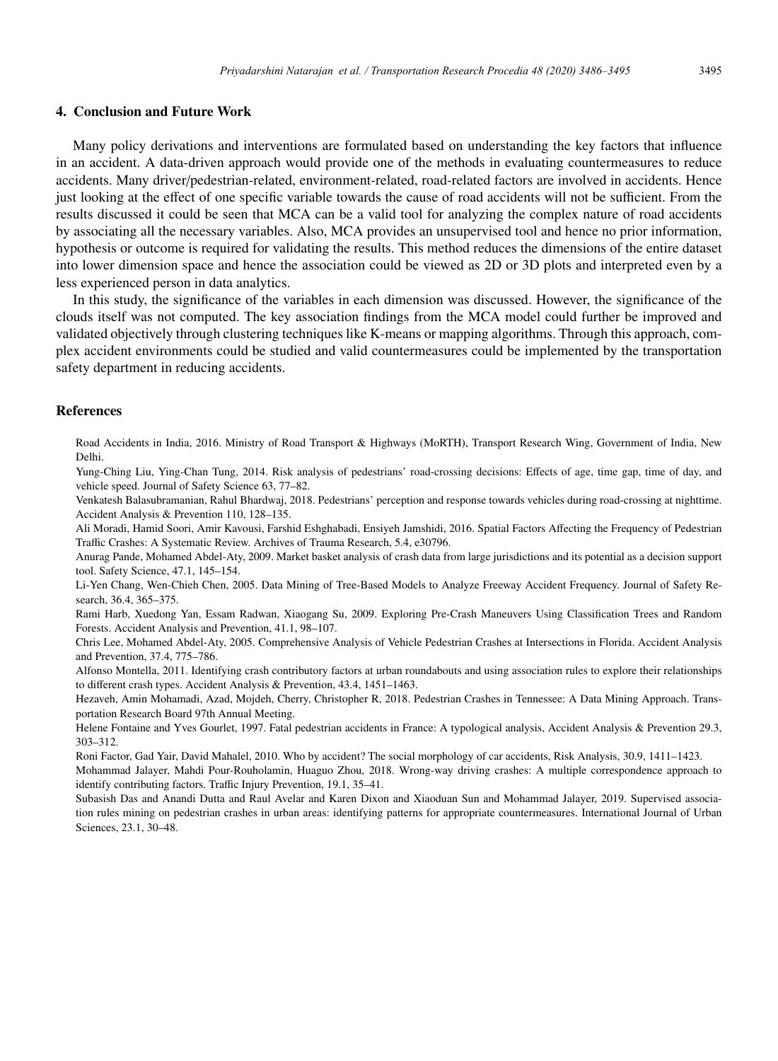## 4. Conclusion and Future Work

Many policy derivations and interventions are formulated based on understanding the key factors that influence in an accident. A data-driven approach would provide one of the methods in evaluating countermeasures to reduce accidents. Many driver/pedestrian-related, environment-related, road-related factors are involved in accidents. Hence just looking at the effect of one specific variable towards the cause of road accidents will not be sufficient. From the results discussed it could be seen that MCA can be a valid tool for analyzing the complex nature of road accidents by associating all the necessary variables. Also, MCA provides an unsupervised tool and hence no prior information, hypothesis or outcome is required for validating the results. This method reduces the dimensions of the entire dataset into lower dimension space and hence the association could be viewed as 2D or 3D plots and interpreted even by a less experienced person in data analytics.

In this study, the significance of the variables in each dimension was discussed. However, the significance of the clouds itself was not computed. The key association findings from the MCA model could further be improved and validated objectively through clustering techniques like K-means or mapping algorithms. Through this approach, complex accident environments could be studied and valid countermeasures could be implemented by the transportation safety department in reducing accidents.

## References

Road Accidents in India, 2016. Ministry of Road Transport & Highways (MoRTH), Transport Research Wing, Government of India, New Delhi.

Yung-Ching Liu, Ying-Chan Tung, 2014. Risk analysis of pedestrians' road-crossing decisions: Effects of age, time gap, time of day, and vehicle speed. Journal of Safety Science 63, 77–82.

Venkatesh Balasubramanian, Rahul Bhardwaj, 2018. Pedestrians' perception and response towards vehicles during road-crossing at nighttime. Accident Analysis & Prevention 110, 128–135.

Ali Moradi, Hamid Soori, Amir Kavousi, Farshid Eshghabadi, Ensiyeh Jamshidi, 2016. Spatial Factors Affecting the Frequency of Pedestrian Traffic Crashes: A Systematic Review. Archives of Trauma Research, 5.4, e30796.

Anurag Pande, Mohamed Abdel-Aty, 2009. Market basket analysis of crash data from large jurisdictions and its potential as a decision support tool. Safety Science, 47.1, 145–154.

Li-Yen Chang, Wen-Chieh Chen, 2005. Data Mining of Tree-Based Models to Analyze Freeway Accident Frequency. Journal of Safety Research, 36.4, 365–375.

Rami Harb, Xuedong Yan, Essam Radwan, Xiaogang Su, 2009. Exploring Pre-Crash Maneuvers Using Classification Trees and Random Forests. Accident Analysis and Prevention, 41.1, 98–107.

Chris Lee, Mohamed Abdel-Aty, 2005. Comprehensive Analysis of Vehicle Pedestrian Crashes at Intersections in Florida. Accident Analysis and Prevention, 37.4, 775–786.

Alfonso Montella, 2011. Identifying crash contributory factors at urban roundabouts and using association rules to explore their relationships to different crash types. Accident Analysis & Prevention, 43.4, 1451–1463.

Hezaveh, Amin Mohamadi, Azad, Mojdeh, Cherry, Christopher R, 2018. Pedestrian Crashes in Tennessee: A Data Mining Approach. Transportation Research Board 97th Annual Meeting.

Helene Fontaine and Yves Gourlet, 1997. Fatal pedestrian accidents in France: A typological analysis, Accident Analysis & Prevention 29.3, 303–312.

Roni Factor, Gad Yair, David Mahalel, 2010. Who by accident? The social morphology of car accidents, Risk Analysis, 30.9, 1411–1423.

Mohammad Jalayer, Mahdi Pour-Rouholamin, Huaguo Zhou, 2018. Wrong-way driving crashes: A multiple correspondence approach to identify contributing factors. Traffic Injury Prevention, 19.1, 35–41.

Subasish Das and Anandi Dutta and Raul Avelar and Karen Dixon and Xiaoduan Sun and Mohammad Jalayer, 2019. Supervised association rules mining on pedestrian crashes in urban areas: identifying patterns for appropriate countermeasures. International Journal of Urban Sciences, 23.1, 30–48.